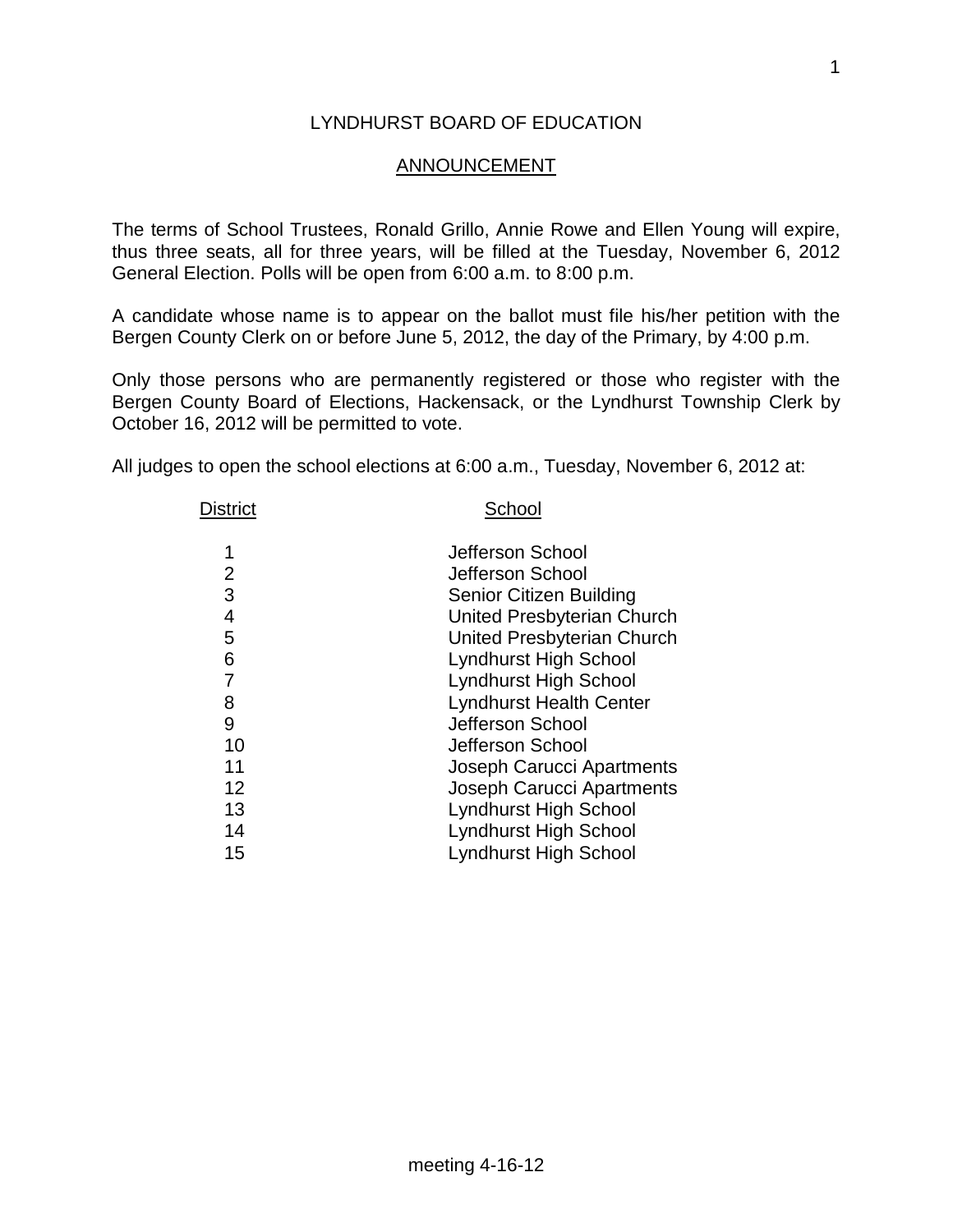# LYNDHURST BOARD OF EDUCATION

## ANNOUNCEMENT

The terms of School Trustees, Ronald Grillo, Annie Rowe and Ellen Young will expire, thus three seats, all for three years, will be filled at the Tuesday, November 6, 2012 General Election. Polls will be open from 6:00 a.m. to 8:00 p.m.

A candidate whose name is to appear on the ballot must file his/her petition with the Bergen County Clerk on or before June 5, 2012, the day of the Primary, by 4:00 p.m.

Only those persons who are permanently registered or those who register with the Bergen County Board of Elections, Hackensack, or the Lyndhurst Township Clerk by October 16, 2012 will be permitted to vote.

All judges to open the school elections at 6:00 a.m., Tuesday, November 6, 2012 at:

| District | School |
| --- | --- |
| 1 | Jefferson School |
| 2 | Jefferson School |
| 3 | Senior Citizen Building |
| 4 | United Presbyterian Church |
| 5 | United Presbyterian Church |
| 6 | Lyndhurst High School |
| 7 | Lyndhurst High School |
| 8 | Lyndhurst Health Center |
| 9 | Jefferson School |
| 10 | Jefferson School |
| 11 | Joseph Carucci Apartments |
| 12 | Joseph Carucci Apartments |
| 13 | Lyndhurst High School |
| 14 | Lyndhurst High School |
| 15 | Lyndhurst High School |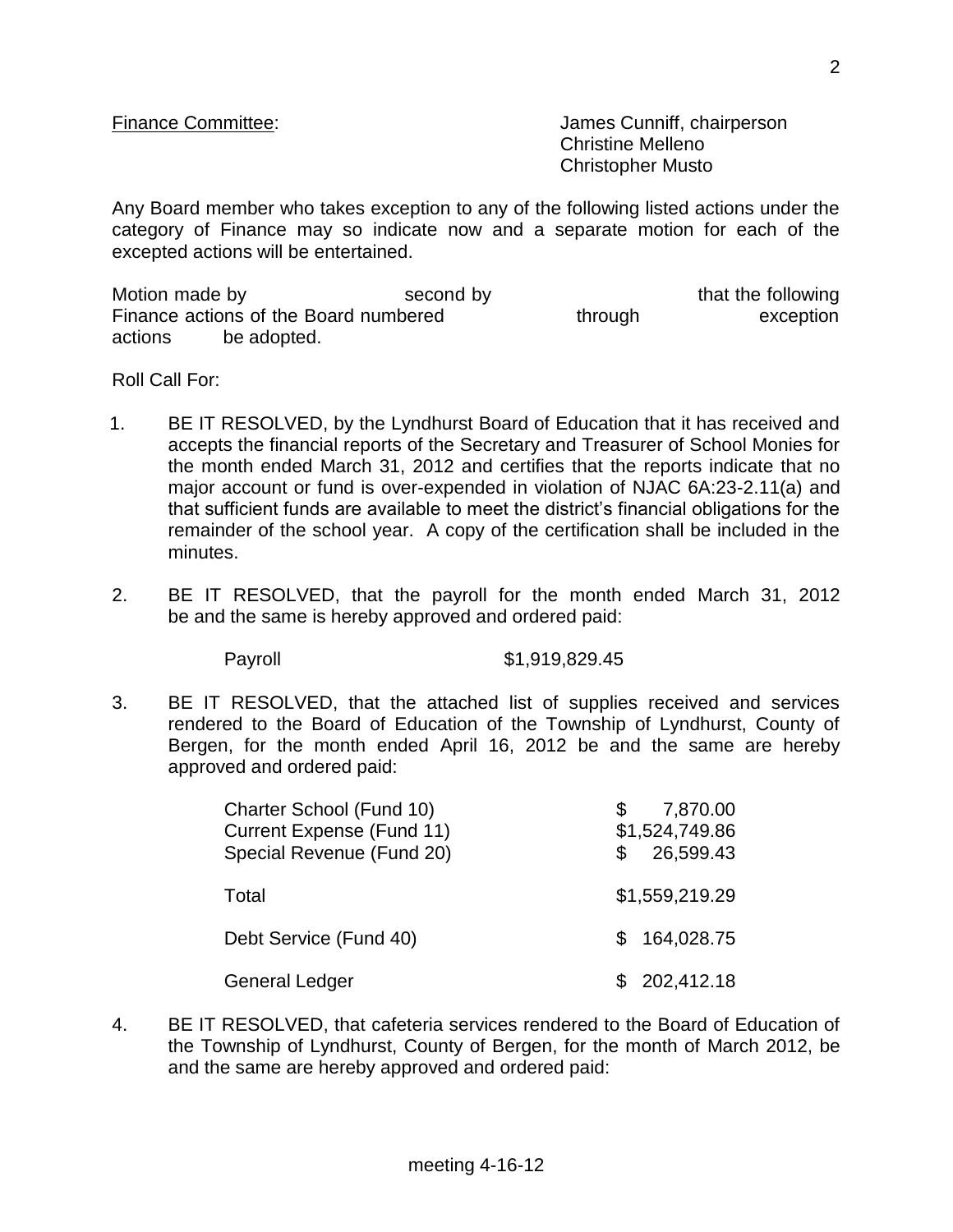Finance Committee: James Cunniff, chairperson
Christine Melleno
Christopher Musto

Any Board member who takes exception to any of the following listed actions under the category of Finance may so indicate now and a separate motion for each of the excepted actions will be entertained.

Motion made by second by that the following Finance actions of the Board numbered through exception actions be adopted.

Roll Call For:

1. BE IT RESOLVED, by the Lyndhurst Board of Education that it has received and accepts the financial reports of the Secretary and Treasurer of School Monies for the month ended March 31, 2012 and certifies that the reports indicate that no major account or fund is over-expended in violation of NJAC 6A:23-2.11(a) and that sufficient funds are available to meet the district's financial obligations for the remainder of the school year. A copy of the certification shall be included in the minutes.

2. BE IT RESOLVED, that the payroll for the month ended March 31, 2012 be and the same is hereby approved and ordered paid:

| | |
|---|---|
| Payroll | $1,919,829.45 |

3. BE IT RESOLVED, that the attached list of supplies received and services rendered to the Board of Education of the Township of Lyndhurst, County of Bergen, for the month ended April 16, 2012 be and the same are hereby approved and ordered paid:

| | |
|---|---|
| Charter School (Fund 10) | $ 7,870.00 |
| Current Expense (Fund 11) | $1,524,749.86 |
| Special Revenue (Fund 20) | $ 26,599.43 |
| Total | $1,559,219.29 |
| Debt Service (Fund 40) | $ 164,028.75 |
| General Ledger | $ 202,412.18 |

4. BE IT RESOLVED, that cafeteria services rendered to the Board of Education of the Township of Lyndhurst, County of Bergen, for the month of March 2012, be and the same are hereby approved and ordered paid: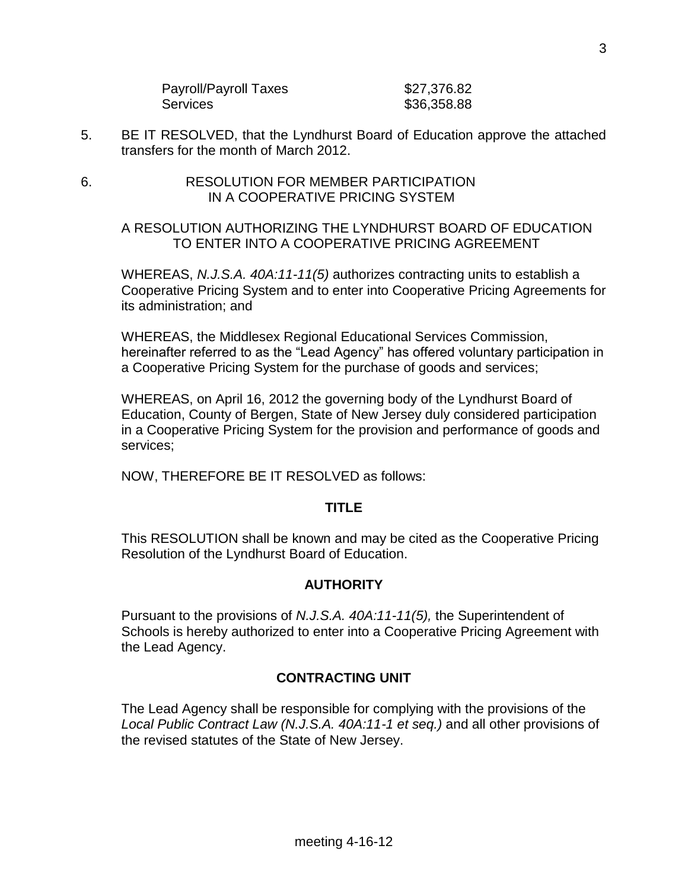| | |
|---|---|
| Payroll/Payroll Taxes | $27,376.82 |
| Services | $36,358.88 |

5. BE IT RESOLVED, that the Lyndhurst Board of Education approve the attached transfers for the month of March 2012.

6. RESOLUTION FOR MEMBER PARTICIPATION IN A COOPERATIVE PRICING SYSTEM

A RESOLUTION AUTHORIZING THE LYNDHURST BOARD OF EDUCATION TO ENTER INTO A COOPERATIVE PRICING AGREEMENT

WHEREAS, *N.J.S.A. 40A:11-11(5)* authorizes contracting units to establish a Cooperative Pricing System and to enter into Cooperative Pricing Agreements for its administration; and

WHEREAS, the Middlesex Regional Educational Services Commission, hereinafter referred to as the "Lead Agency" has offered voluntary participation in a Cooperative Pricing System for the purchase of goods and services;

WHEREAS, on April 16, 2012 the governing body of the Lyndhurst Board of Education, County of Bergen, State of New Jersey duly considered participation in a Cooperative Pricing System for the provision and performance of goods and services;

NOW, THEREFORE BE IT RESOLVED as follows:

**TITLE**

This RESOLUTION shall be known and may be cited as the Cooperative Pricing Resolution of the Lyndhurst Board of Education.

**AUTHORITY**

Pursuant to the provisions of *N.J.S.A. 40A:11-11(5),* the Superintendent of Schools is hereby authorized to enter into a Cooperative Pricing Agreement with the Lead Agency.

**CONTRACTING UNIT**

The Lead Agency shall be responsible for complying with the provisions of the *Local Public Contract Law (N.J.S.A. 40A:11-1 et seq.)* and all other provisions of the revised statutes of the State of New Jersey.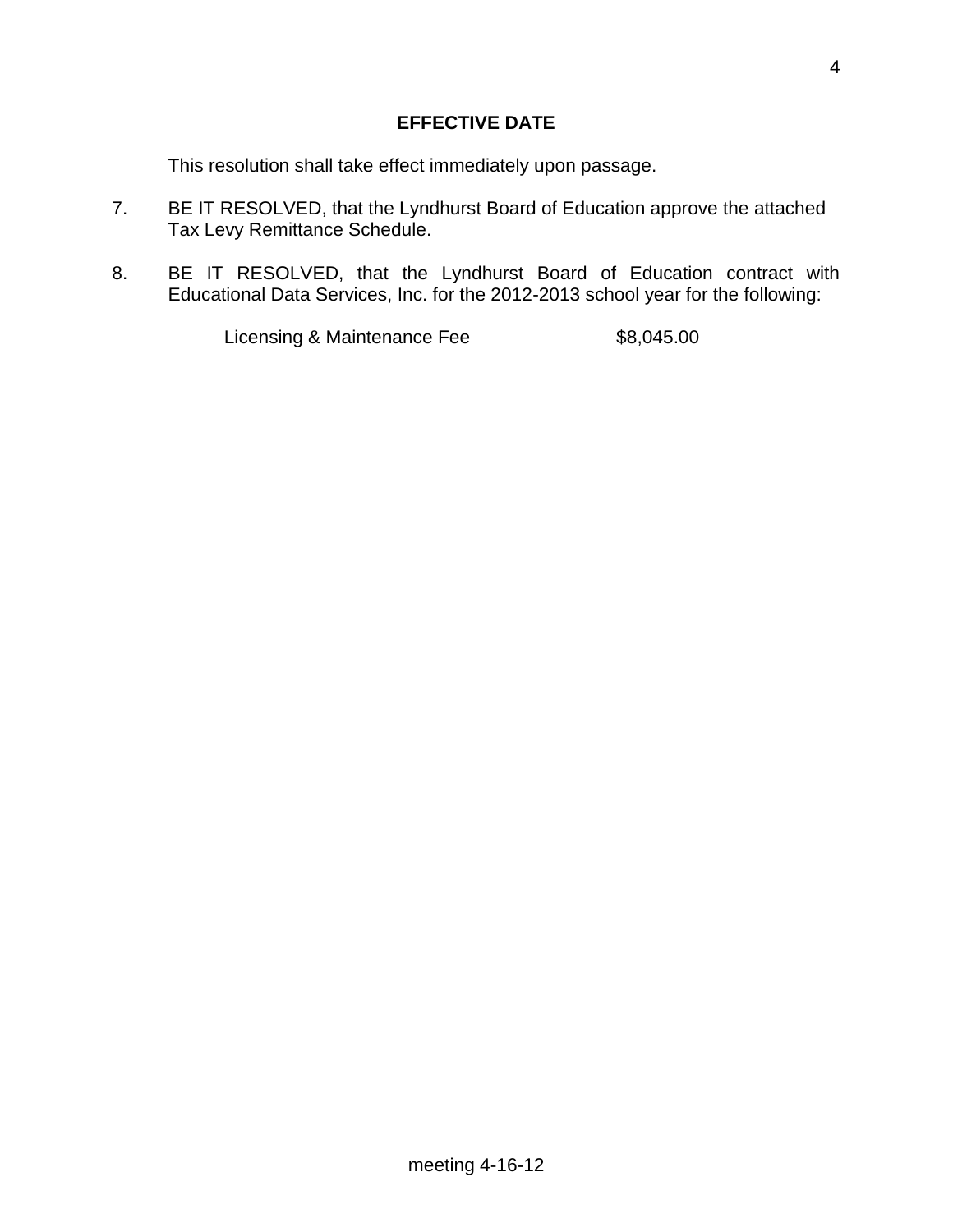**EFFECTIVE DATE**

This resolution shall take effect immediately upon passage.

7. BE IT RESOLVED, that the Lyndhurst Board of Education approve the attached Tax Levy Remittance Schedule.

8. BE IT RESOLVED, that the Lyndhurst Board of Education contract with Educational Data Services, Inc. for the 2012-2013 school year for the following:

   Licensing & Maintenance Fee $8,045.00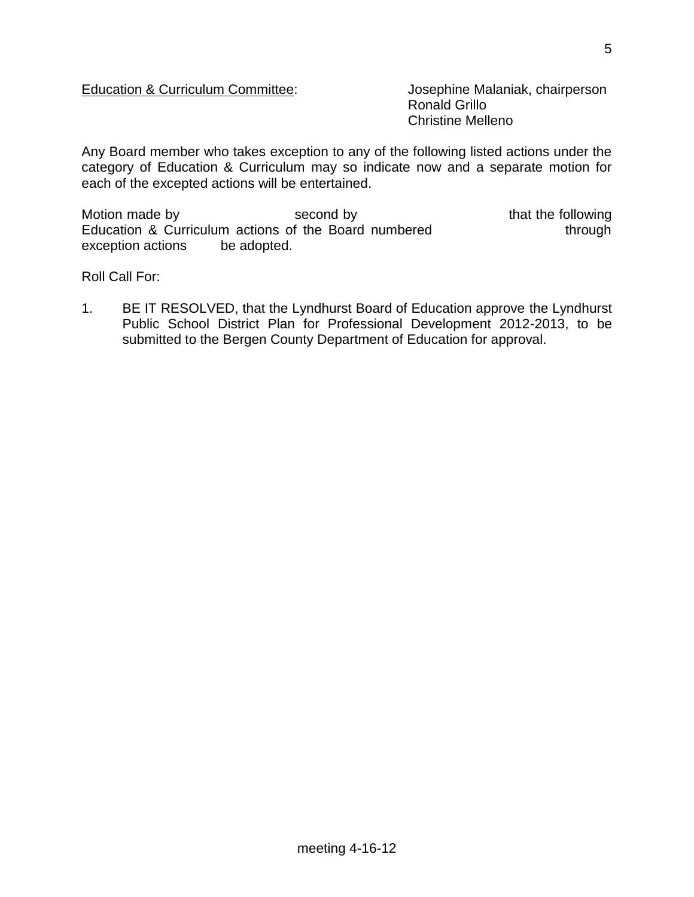Education & Curriculum Committee: Josephine Malaniak, chairperson
Ronald Grillo
Christine Melleno

Any Board member who takes exception to any of the following listed actions under the category of Education & Curriculum may so indicate now and a separate motion for each of the excepted actions will be entertained.

Motion made by second by that the following Education & Curriculum actions of the Board numbered through exception actions be adopted.

Roll Call For:

1. BE IT RESOLVED, that the Lyndhurst Board of Education approve the Lyndhurst Public School District Plan for Professional Development 2012-2013, to be submitted to the Bergen County Department of Education for approval.

meeting 4-16-12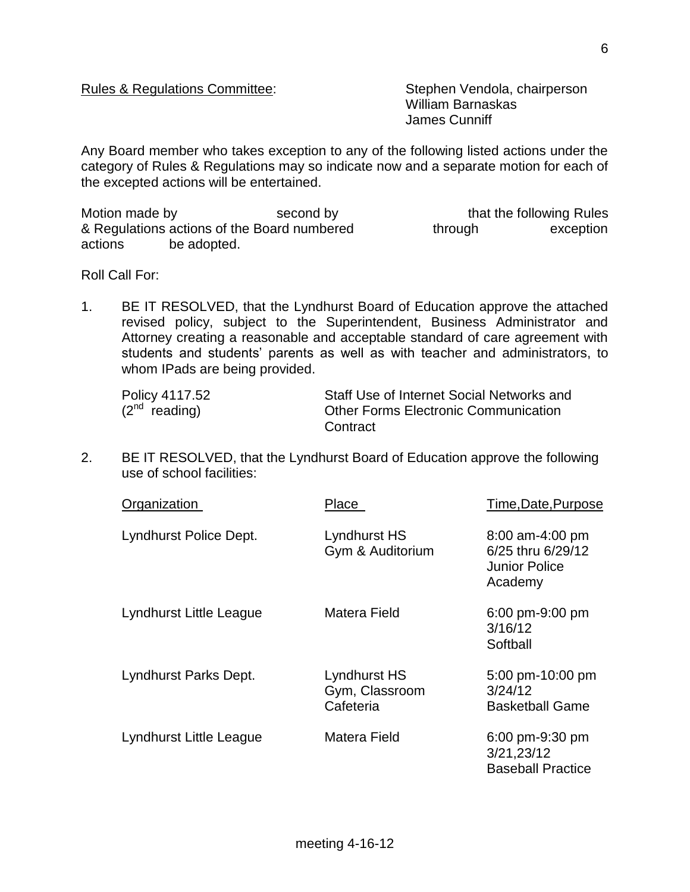Rules & Regulations Committee: Stephen Vendola, chairperson
William Barnaskas
James Cunniff

Any Board member who takes exception to any of the following listed actions under the category of Rules & Regulations may so indicate now and a separate motion for each of the excepted actions will be entertained.

Motion made by                    second by                    that the following Rules & Regulations actions of the Board numbered            through            exception actions            be adopted.

Roll Call For:

1. BE IT RESOLVED, that the Lyndhurst Board of Education approve the attached revised policy, subject to the Superintendent, Business Administrator and Attorney creating a reasonable and acceptable standard of care agreement with students and students' parents as well as with teacher and administrators, to whom IPads are being provided.

   | | |
   |---|---|
   | Policy 4117.52 (2nd reading) | Staff Use of Internet Social Networks and Other Forms Electronic Communication Contract |

2. BE IT RESOLVED, that the Lyndhurst Board of Education approve the following use of school facilities:

| Organization | Place | Time,Date,Purpose |
|---|---|---|
| Lyndhurst Police Dept. | Lyndhurst HS Gym & Auditorium | 8:00 am-4:00 pm 6/25 thru 6/29/12 Junior Police Academy |
| Lyndhurst Little League | Matera Field | 6:00 pm-9:00 pm 3/16/12 Softball |
| Lyndhurst Parks Dept. | Lyndhurst HS Gym, Classroom Cafeteria | 5:00 pm-10:00 pm 3/24/12 Basketball Game |
| Lyndhurst Little League | Matera Field | 6:00 pm-9:30 pm 3/21,23/12 Baseball Practice |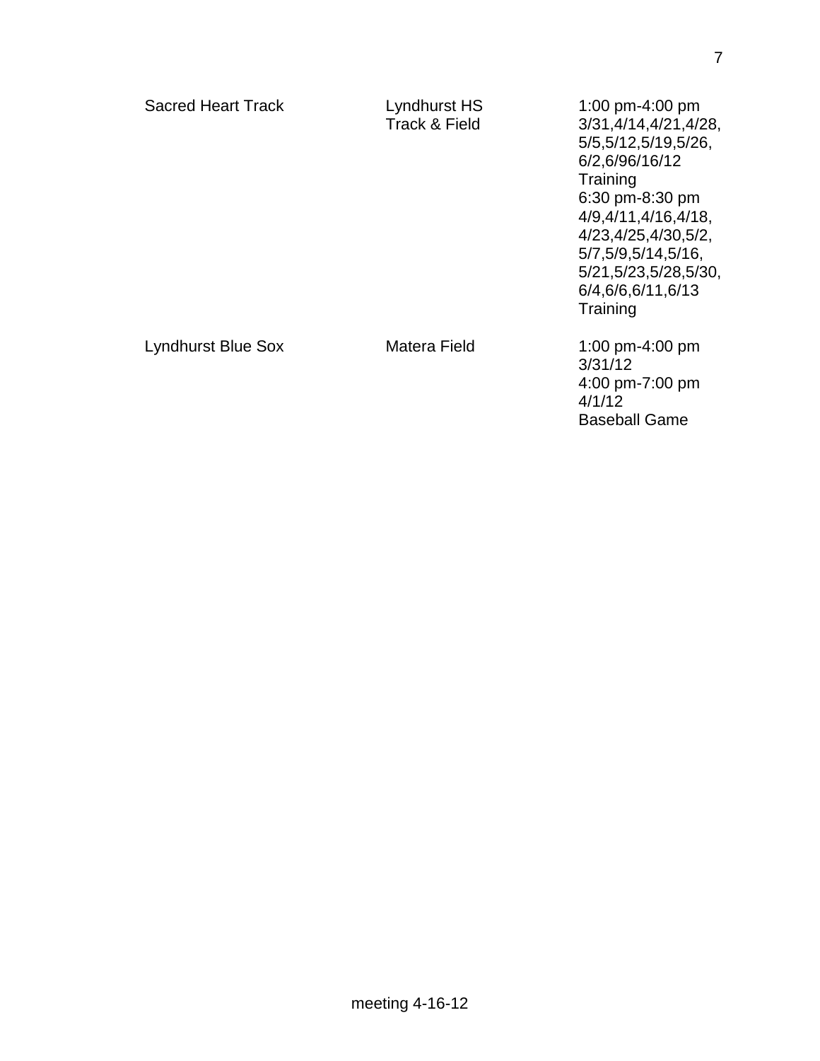| | | |
|---|---|---|
| Sacred Heart Track | Lyndhurst HS Track & Field | 1:00 pm-4:00 pm 3/31,4/14,4/21,4/28, 5/5,5/12,5/19,5/26, 6/2,6/96/16/12 Training 6:30 pm-8:30 pm 4/9,4/11,4/16,4/18, 4/23,4/25,4/30,5/2, 5/7,5/9,5/14,5/16, 5/21,5/23,5/28,5/30, 6/4,6/6,6/11,6/13 Training |
| Lyndhurst Blue Sox | Matera Field | 1:00 pm-4:00 pm 3/31/12 4:00 pm-7:00 pm 4/1/12 Baseball Game |

meeting 4-16-12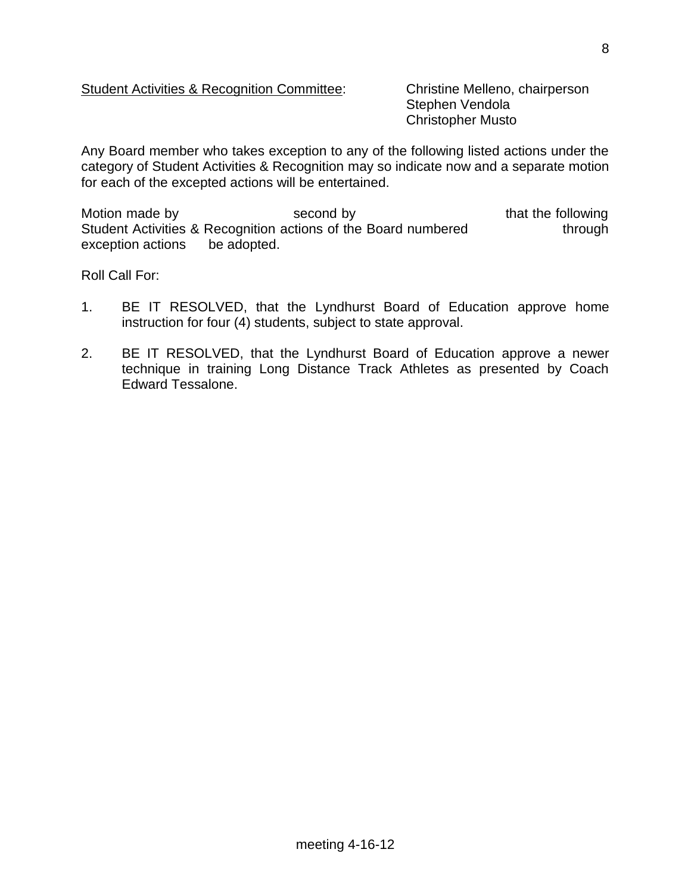Student Activities & Recognition Committee: Christine Melleno, chairperson
Stephen Vendola
Christopher Musto

Any Board member who takes exception to any of the following listed actions under the category of Student Activities & Recognition may so indicate now and a separate motion for each of the excepted actions will be entertained.

Motion made by second by that the following Student Activities & Recognition actions of the Board numbered through exception actions be adopted.

Roll Call For:

1. BE IT RESOLVED, that the Lyndhurst Board of Education approve home instruction for four (4) students, subject to state approval.

2. BE IT RESOLVED, that the Lyndhurst Board of Education approve a newer technique in training Long Distance Track Athletes as presented by Coach Edward Tessalone.

meeting 4-16-12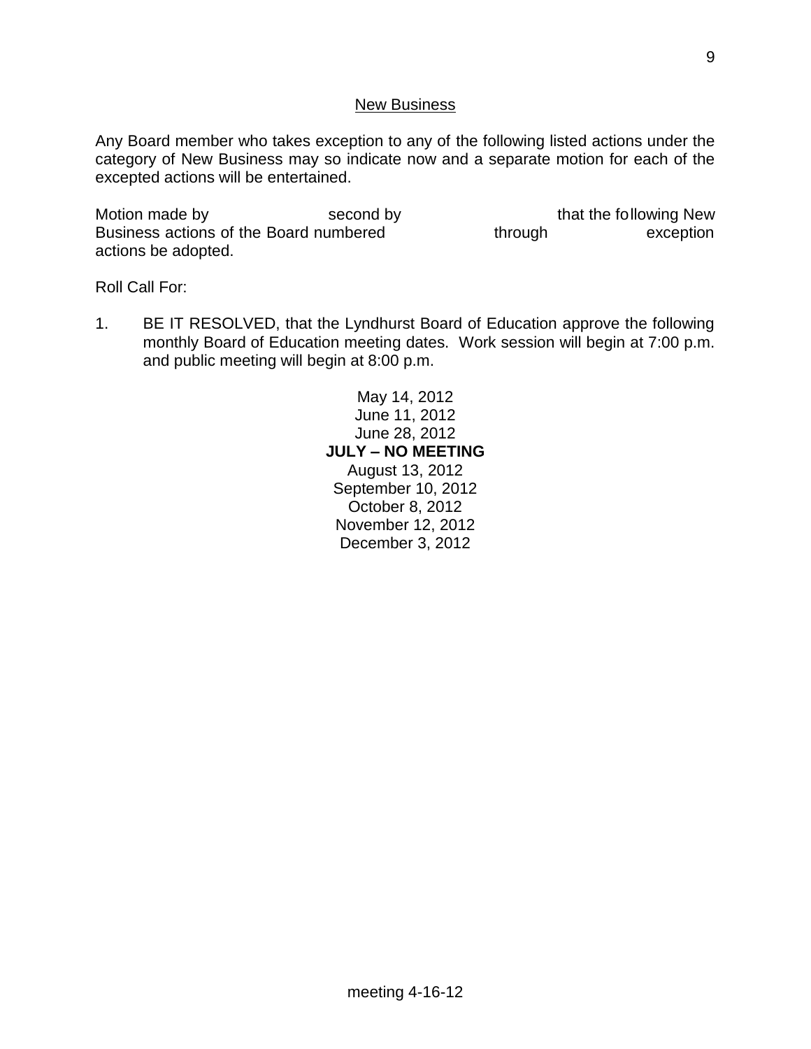## New Business

Any Board member who takes exception to any of the following listed actions under the category of New Business may so indicate now and a separate motion for each of the excepted actions will be entertained.

Motion made by                    second by                    that the following New Business actions of the Board numbered                    through                    exception actions be adopted.

Roll Call For:

1. BE IT RESOLVED, that the Lyndhurst Board of Education approve the following monthly Board of Education meeting dates. Work session will begin at 7:00 p.m. and public meeting will begin at 8:00 p.m.

   May 14, 2012
   June 11, 2012
   June 28, 2012
   **JULY – NO MEETING**
   August 13, 2012
   September 10, 2012
   October 8, 2012
   November 12, 2012
   December 3, 2012

meeting 4-16-12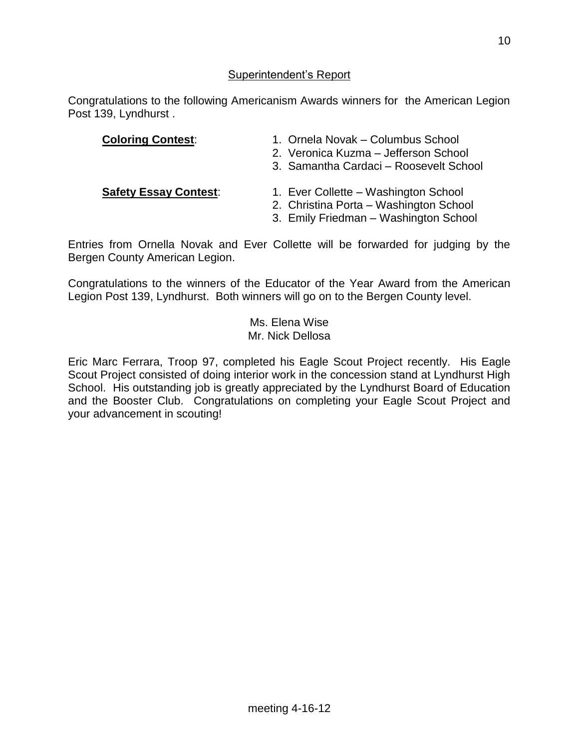## Superintendent's Report

Congratulations to the following Americanism Awards winners for the American Legion Post 139, Lyndhurst .

**Coloring Contest**:

1. Ornela Novak – Columbus School
2. Veronica Kuzma – Jefferson School
3. Samantha Cardaci – Roosevelt School

**Safety Essay Contest**:

1. Ever Collette – Washington School
2. Christina Porta – Washington School
3. Emily Friedman – Washington School

Entries from Ornella Novak and Ever Collette will be forwarded for judging by the Bergen County American Legion.

Congratulations to the winners of the Educator of the Year Award from the American Legion Post 139, Lyndhurst. Both winners will go on to the Bergen County level.

Ms. Elena Wise
Mr. Nick Dellosa

Eric Marc Ferrara, Troop 97, completed his Eagle Scout Project recently. His Eagle Scout Project consisted of doing interior work in the concession stand at Lyndhurst High School. His outstanding job is greatly appreciated by the Lyndhurst Board of Education and the Booster Club. Congratulations on completing your Eagle Scout Project and your advancement in scouting!

meeting 4-16-12